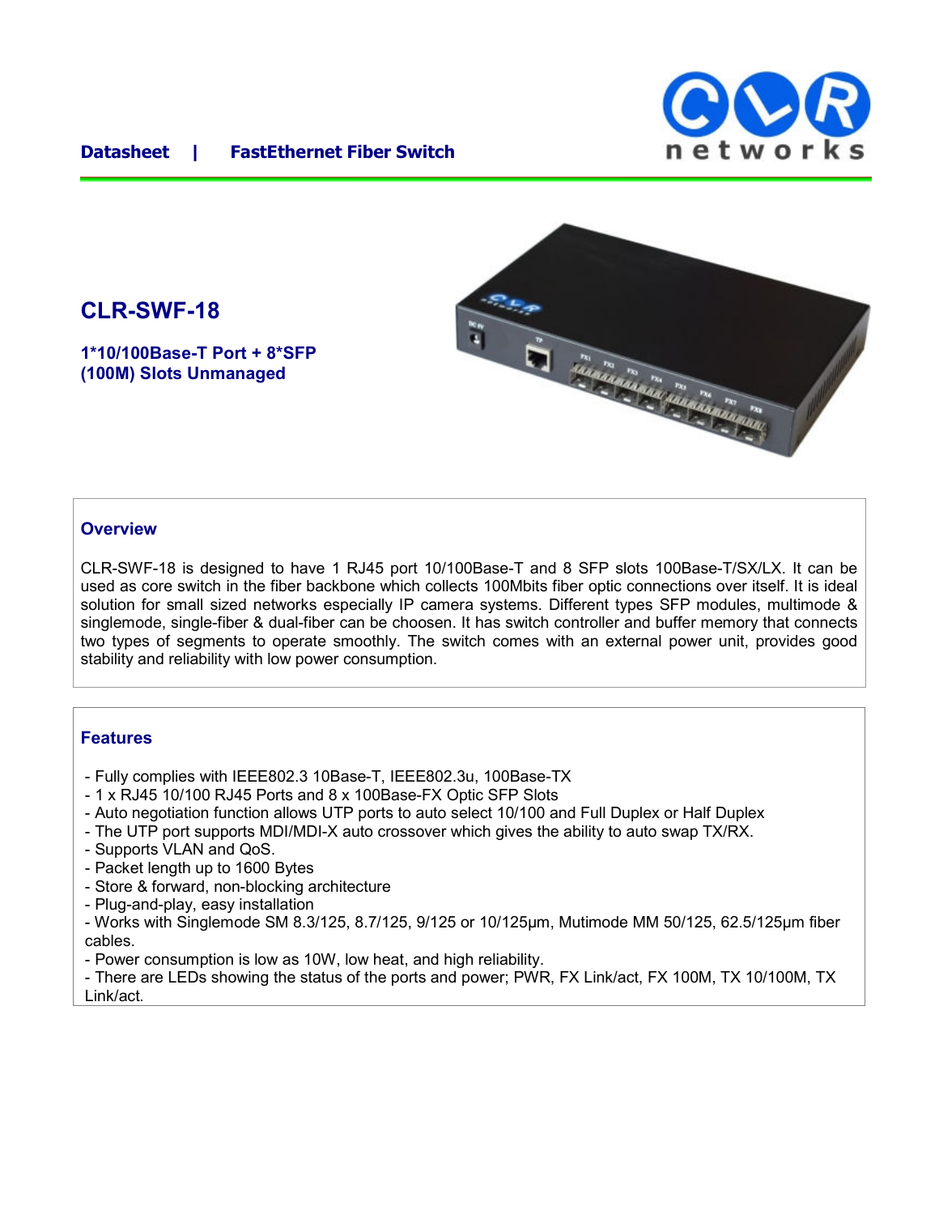**Datasheet | FastEthernet Fiber Switch**

# CLR-SWF-18

**1*10/100Base-T Port + 8*SFP (100M) Slots Unmanaged**

## Overview

CLR-SWF-18 is designed to have 1 RJ45 port 10/100Base-T and 8 SFP slots 100Base-T/SX/LX. It can be used as core switch in the fiber backbone which collects 100Mbits fiber optic connections over itself. It is ideal solution for small sized networks especially IP camera systems. Different types SFP modules, multimode & singlemode, single-fiber & dual-fiber can be choosen. It has switch controller and buffer memory that connects two types of segments to operate smoothly. The switch comes with an external power unit, provides good stability and reliability with low power consumption.

## Features

- Fully complies with IEEE802.3 10Base-T, IEEE802.3u, 100Base-TX
- 1 x RJ45 10/100 RJ45 Ports and 8 x 100Base-FX Optic SFP Slots
- Auto negotiation function allows UTP ports to auto select 10/100 and Full Duplex or Half Duplex
- The UTP port supports MDI/MDI-X auto crossover which gives the ability to auto swap TX/RX.
- Supports VLAN and QoS.
- Packet length up to 1600 Bytes
- Store & forward, non-blocking architecture
- Plug-and-play, easy installation
- Works with Singlemode SM 8.3/125, 8.7/125, 9/125 or 10/125µm, Mutimode MM 50/125, 62.5/125µm fiber cables.
- Power consumption is low as 10W, low heat, and high reliability.
- There are LEDs showing the status of the ports and power; PWR, FX Link/act, FX 100M, TX 10/100M, TX Link/act.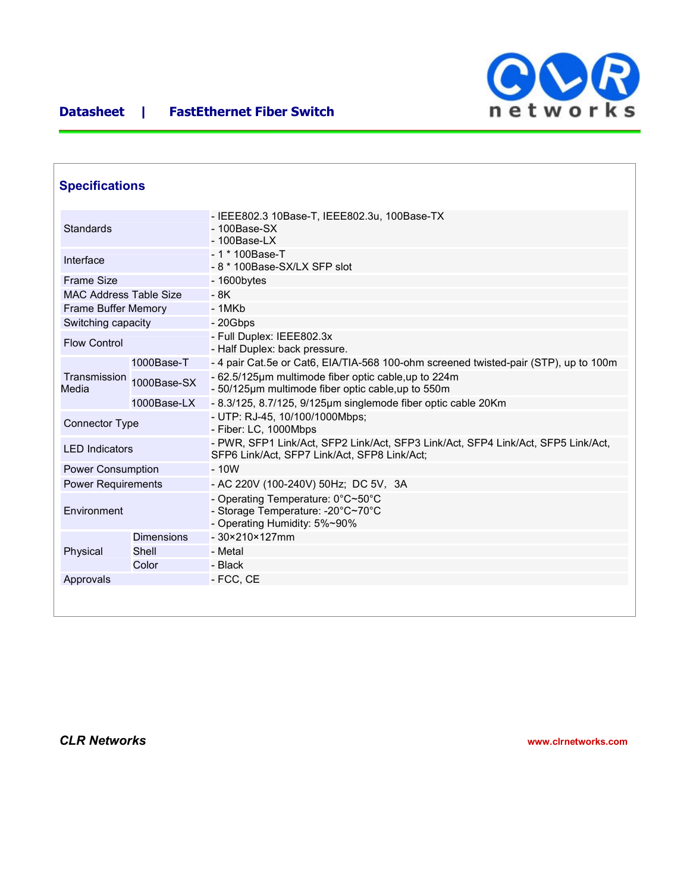## Specifications

| | | |
|---|---|---|
| Standards | | - IEEE802.3 10Base-T, IEEE802.3u, 100Base-TX<br>- 100Base-SX<br>- 100Base-LX |
| Interface | | - 1 * 100Base-T<br>- 8 * 100Base-SX/LX SFP slot |
| Frame Size | | - 1600bytes |
| MAC Address Table Size | | - 8K |
| Frame Buffer Memory | | - 1MKb |
| Switching capacity | | - 20Gbps |
| Flow Control | | - Full Duplex: IEEE802.3x<br>- Half Duplex: back pressure. |
| Transmission Media | 1000Base-T | - 4 pair Cat.5e or Cat6, EIA/TIA-568 100-ohm screened twisted-pair (STP), up to 100m |
| | 1000Base-SX | - 62.5/125µm multimode fiber optic cable,up to 224m<br>- 50/125µm multimode fiber optic cable,up to 550m |
| | 1000Base-LX | - 8.3/125, 8.7/125, 9/125µm singlemode fiber optic cable 20Km |
| Connector Type | | - UTP: RJ-45, 10/100/1000Mbps;<br>- Fiber: LC, 1000Mbps |
| LED Indicators | | - PWR, SFP1 Link/Act, SFP2 Link/Act, SFP3 Link/Act, SFP4 Link/Act, SFP5 Link/Act, SFP6 Link/Act, SFP7 Link/Act, SFP8 Link/Act; |
| Power Consumption | | - 10W |
| Power Requirements | | - AC 220V (100-240V) 50Hz; DC 5V, 3A |
| Environment | | - Operating Temperature: 0°C~50°C<br>- Storage Temperature: -20°C~70°C<br>- Operating Humidity: 5%~90% |
| Physical | Dimensions | - 30×210×127mm |
| | Shell | - Metal |
| | Color | - Black |
| Approvals | | - FCC, CE |